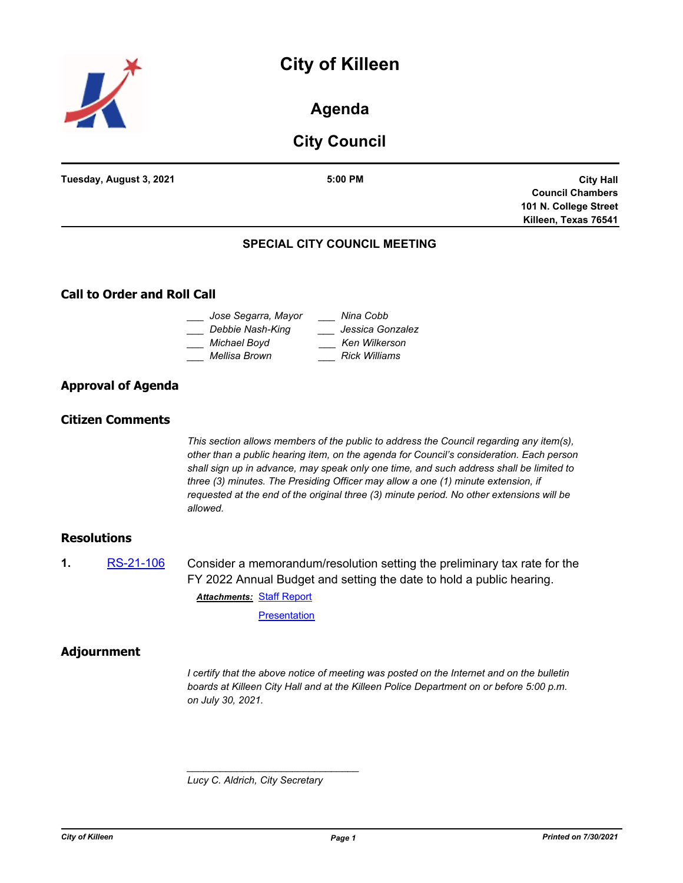# City of Killeen

## Agenda

## City Council

**Tuesday, August 3, 2021** | **5:00 PM** | **City Hall, Council Chambers, 101 N. College Street, Killeen, Texas 76541**

### SPECIAL CITY COUNCIL MEETING

## Call to Order and Roll Call

___ *Jose Segarra, Mayor*
___ *Debbie Nash-King*
___ *Michael Boyd*
___ *Mellisa Brown*
___ *Nina Cobb*
___ *Jessica Gonzalez*
___ *Ken Wilkerson*
___ *Rick Williams*

## Approval of Agenda

## Citizen Comments

*This section allows members of the public to address the Council regarding any item(s), other than a public hearing item, on the agenda for Council's consideration. Each person shall sign up in advance, may speak only one time, and such address shall be limited to three (3) minutes. The Presiding Officer may allow a one (1) minute extension, if requested at the end of the original three (3) minute period. No other extensions will be allowed.*

## Resolutions

**1.** RS-21-106 Consider a memorandum/resolution setting the preliminary tax rate for the FY 2022 Annual Budget and setting the date to hold a public hearing.

***Attachments:*** Staff Report
Presentation

## Adjournment

*I certify that the above notice of meeting was posted on the Internet and on the bulletin boards at Killeen City Hall and at the Killeen Police Department on or before 5:00 p.m. on July 30, 2021.*

_______________________________

*Lucy C. Aldrich, City Secretary*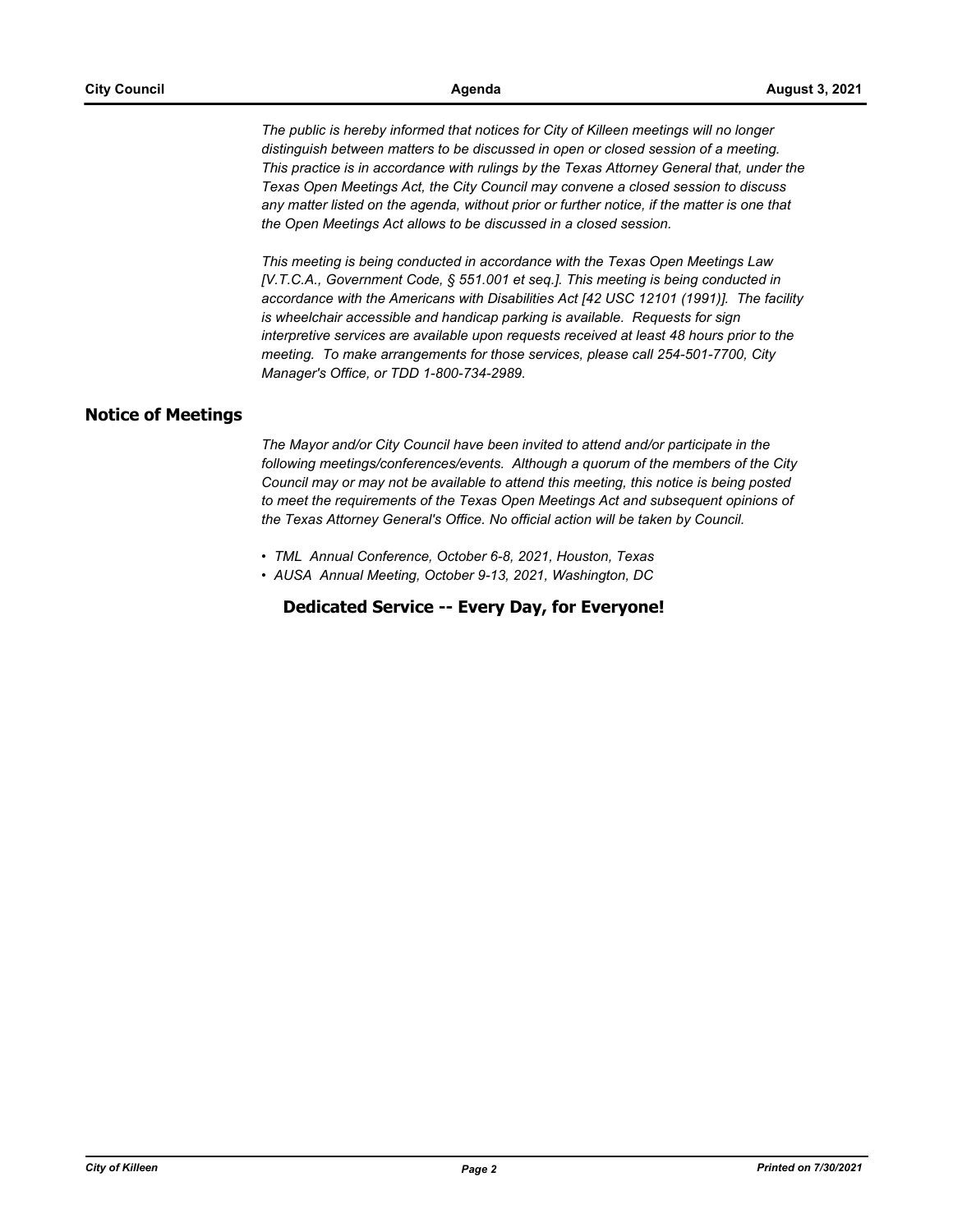*The public is hereby informed that notices for City of Killeen meetings will no longer distinguish between matters to be discussed in open or closed session of a meeting. This practice is in accordance with rulings by the Texas Attorney General that, under the Texas Open Meetings Act, the City Council may convene a closed session to discuss any matter listed on the agenda, without prior or further notice, if the matter is one that the Open Meetings Act allows to be discussed in a closed session.*

*This meeting is being conducted in accordance with the Texas Open Meetings Law [V.T.C.A., Government Code, § 551.001 et seq.]. This meeting is being conducted in accordance with the Americans with Disabilities Act [42 USC 12101 (1991)]. The facility is wheelchair accessible and handicap parking is available. Requests for sign interpretive services are available upon requests received at least 48 hours prior to the meeting. To make arrangements for those services, please call 254-501-7700, City Manager's Office, or TDD 1-800-734-2989.*

## Notice of Meetings

*The Mayor and/or City Council have been invited to attend and/or participate in the following meetings/conferences/events. Although a quorum of the members of the City Council may or may not be available to attend this meeting, this notice is being posted to meet the requirements of the Texas Open Meetings Act and subsequent opinions of the Texas Attorney General's Office. No official action will be taken by Council.*

- *TML Annual Conference, October 6-8, 2021, Houston, Texas*
- *AUSA Annual Meeting, October 9-13, 2021, Washington, DC*

**Dedicated Service -- Every Day, for Everyone!**